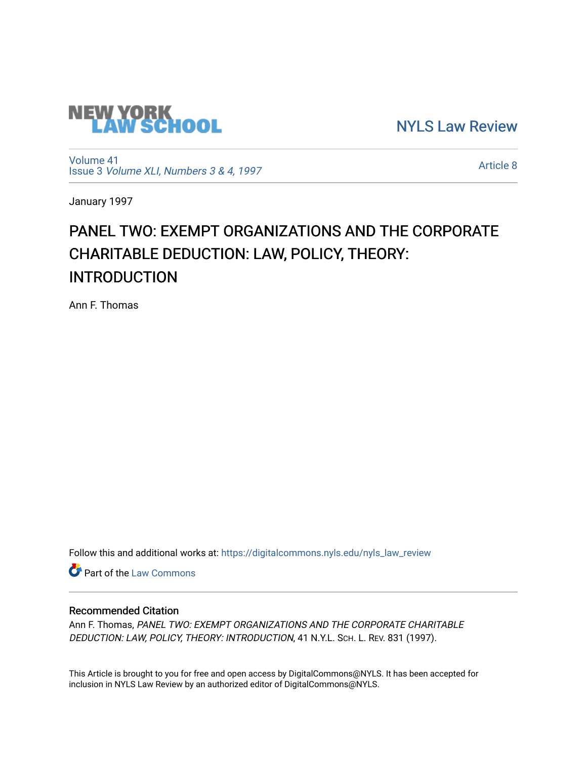NEW YORK LAW SCHOOL

NYLS Law Review

Volume 41
Issue 3 *Volume XLI, Numbers 3 & 4, 1997*

Article 8

January 1997

# PANEL TWO: EXEMPT ORGANIZATIONS AND THE CORPORATE CHARITABLE DEDUCTION: LAW, POLICY, THEORY: INTRODUCTION

Ann F. Thomas

Follow this and additional works at: https://digitalcommons.nyls.edu/nyls_law_review

Part of the Law Commons

## Recommended Citation

Ann F. Thomas, *PANEL TWO: EXEMPT ORGANIZATIONS AND THE CORPORATE CHARITABLE DEDUCTION: LAW, POLICY, THEORY: INTRODUCTION*, 41 N.Y.L. Sch. L. Rev. 831 (1997).

This Article is brought to you for free and open access by DigitalCommons@NYLS. It has been accepted for inclusion in NYLS Law Review by an authorized editor of DigitalCommons@NYLS.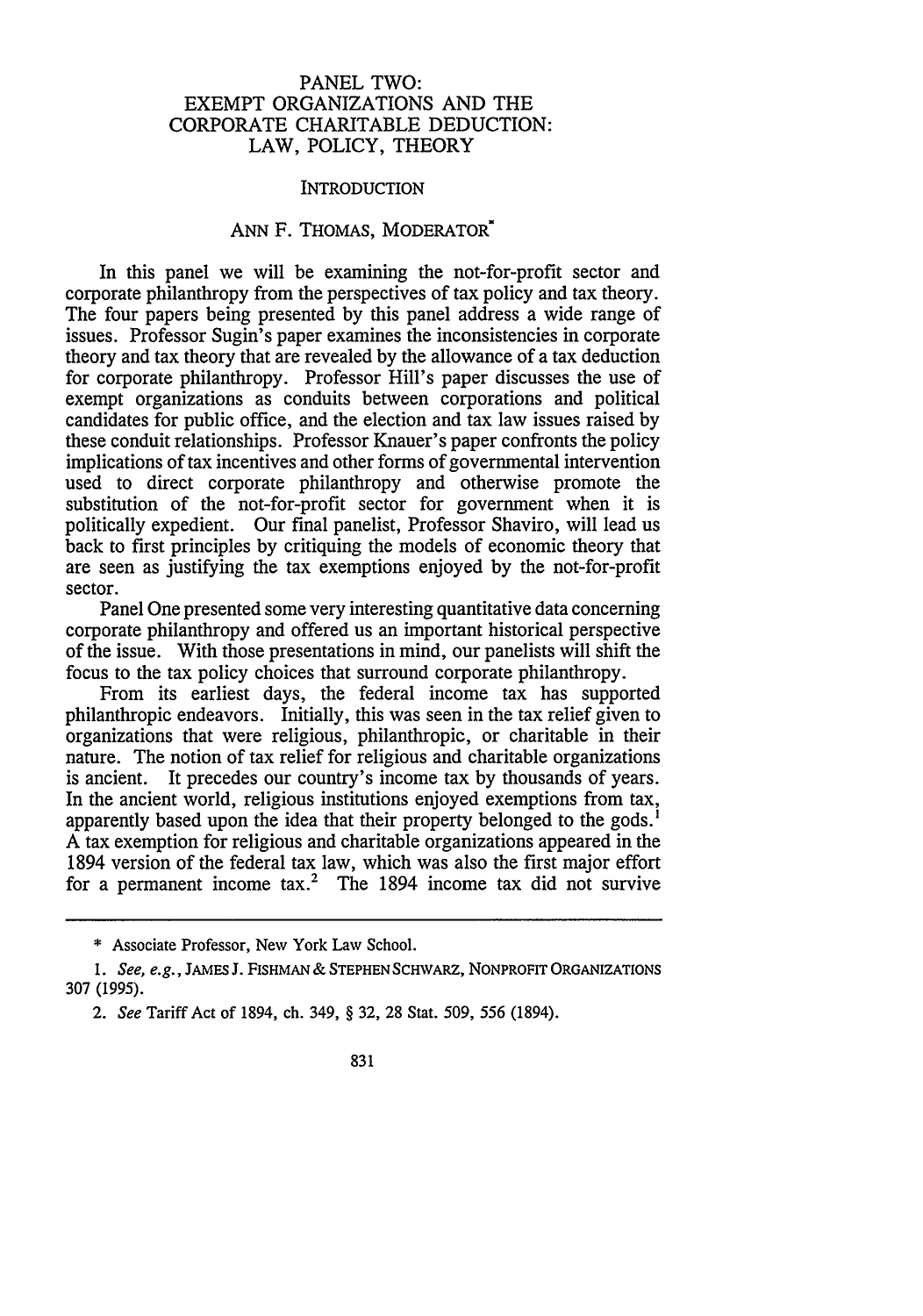# PANEL TWO: EXEMPT ORGANIZATIONS AND THE CORPORATE CHARITABLE DEDUCTION: LAW, POLICY, THEORY

## INTRODUCTION

### ANN F. THOMAS, MODERATOR*

In this panel we will be examining the not-for-profit sector and corporate philanthropy from the perspectives of tax policy and tax theory. The four papers being presented by this panel address a wide range of issues. Professor Sugin's paper examines the inconsistencies in corporate theory and tax theory that are revealed by the allowance of a tax deduction for corporate philanthropy. Professor Hill's paper discusses the use of exempt organizations as conduits between corporations and political candidates for public office, and the election and tax law issues raised by these conduit relationships. Professor Knauer's paper confronts the policy implications of tax incentives and other forms of governmental intervention used to direct corporate philanthropy and otherwise promote the substitution of the not-for-profit sector for government when it is politically expedient. Our final panelist, Professor Shaviro, will lead us back to first principles by critiquing the models of economic theory that are seen as justifying the tax exemptions enjoyed by the not-for-profit sector.

Panel One presented some very interesting quantitative data concerning corporate philanthropy and offered us an important historical perspective of the issue. With those presentations in mind, our panelists will shift the focus to the tax policy choices that surround corporate philanthropy.

From its earliest days, the federal income tax has supported philanthropic endeavors. Initially, this was seen in the tax relief given to organizations that were religious, philanthropic, or charitable in their nature. The notion of tax relief for religious and charitable organizations is ancient. It precedes our country's income tax by thousands of years. In the ancient world, religious institutions enjoyed exemptions from tax, apparently based upon the idea that their property belonged to the gods.[1] A tax exemption for religious and charitable organizations appeared in the 1894 version of the federal tax law, which was also the first major effort for a permanent income tax.[2] The 1894 income tax did not survive

---

\* Associate Professor, New York Law School.

1. *See, e.g.*, JAMES J. FISHMAN & STEPHEN SCHWARZ, NONPROFIT ORGANIZATIONS 307 (1995).

2. *See* Tariff Act of 1894, ch. 349, § 32, 28 Stat. 509, 556 (1894).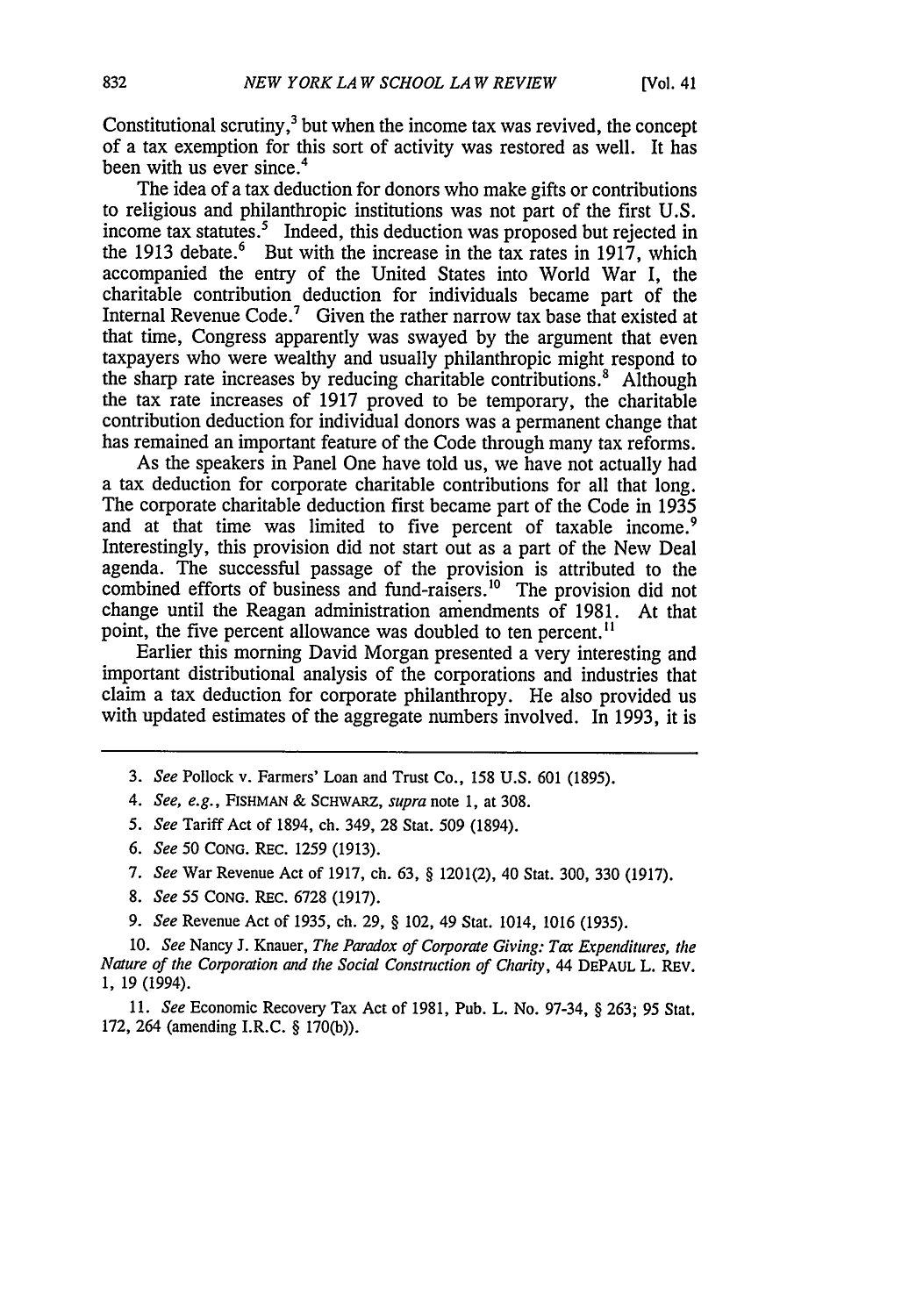Constitutional scrutiny,[3] but when the income tax was revived, the concept of a tax exemption for this sort of activity was restored as well. It has been with us ever since.[4]

The idea of a tax deduction for donors who make gifts or contributions to religious and philanthropic institutions was not part of the first U.S. income tax statutes.[5] Indeed, this deduction was proposed but rejected in the 1913 debate.[6] But with the increase in the tax rates in 1917, which accompanied the entry of the United States into World War I, the charitable contribution deduction for individuals became part of the Internal Revenue Code.[7] Given the rather narrow tax base that existed at that time, Congress apparently was swayed by the argument that even taxpayers who were wealthy and usually philanthropic might respond to the sharp rate increases by reducing charitable contributions.[8] Although the tax rate increases of 1917 proved to be temporary, the charitable contribution deduction for individual donors was a permanent change that has remained an important feature of the Code through many tax reforms.

As the speakers in Panel One have told us, we have not actually had a tax deduction for corporate charitable contributions for all that long. The corporate charitable deduction first became part of the Code in 1935 and at that time was limited to five percent of taxable income.[9] Interestingly, this provision did not start out as a part of the New Deal agenda. The successful passage of the provision is attributed to the combined efforts of business and fund-raisers.[10] The provision did not change until the Reagan administration amendments of 1981. At that point, the five percent allowance was doubled to ten percent.[11]

Earlier this morning David Morgan presented a very interesting and important distributional analysis of the corporations and industries that claim a tax deduction for corporate philanthropy. He also provided us with updated estimates of the aggregate numbers involved. In 1993, it is

---

3. *See* Pollock v. Farmers' Loan and Trust Co., 158 U.S. 601 (1895).

4. *See, e.g.*, FISHMAN & SCHWARZ, *supra* note 1, at 308.

5. *See* Tariff Act of 1894, ch. 349, 28 Stat. 509 (1894).

6. *See* 50 CONG. REC. 1259 (1913).

7. *See* War Revenue Act of 1917, ch. 63, § 1201(2), 40 Stat. 300, 330 (1917).

8. *See* 55 CONG. REC. 6728 (1917).

9. *See* Revenue Act of 1935, ch. 29, § 102, 49 Stat. 1014, 1016 (1935).

10. *See* Nancy J. Knauer, *The Paradox of Corporate Giving: Tax Expenditures, the Nature of the Corporation and the Social Construction of Charity*, 44 DEPAUL L. REV. 1, 19 (1994).

11. *See* Economic Recovery Tax Act of 1981, Pub. L. No. 97-34, § 263; 95 Stat. 172, 264 (amending I.R.C. § 170(b)).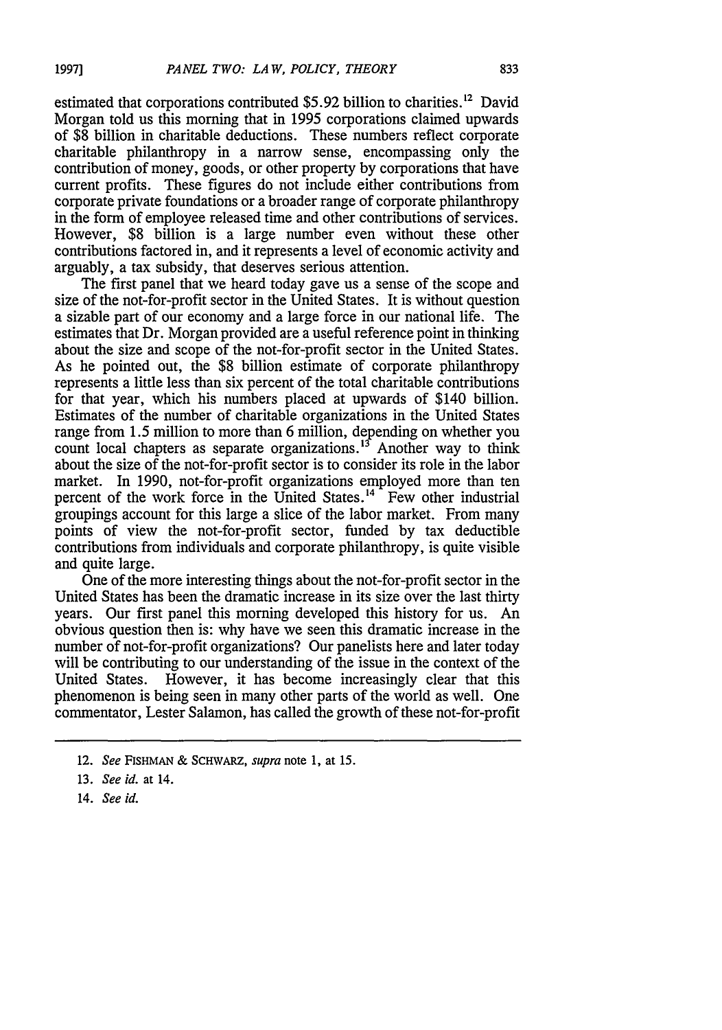estimated that corporations contributed $5.92 billion to charities.[12] David Morgan told us this morning that in 1995 corporations claimed upwards of $8 billion in charitable deductions. These numbers reflect corporate charitable philanthropy in a narrow sense, encompassing only the contribution of money, goods, or other property by corporations that have current profits. These figures do not include either contributions from corporate private foundations or a broader range of corporate philanthropy in the form of employee released time and other contributions of services. However, $8 billion is a large number even without these other contributions factored in, and it represents a level of economic activity and arguably, a tax subsidy, that deserves serious attention.

The first panel that we heard today gave us a sense of the scope and size of the not-for-profit sector in the United States. It is without question a sizable part of our economy and a large force in our national life. The estimates that Dr. Morgan provided are a useful reference point in thinking about the size and scope of the not-for-profit sector in the United States. As he pointed out, the $8 billion estimate of corporate philanthropy represents a little less than six percent of the total charitable contributions for that year, which his numbers placed at upwards of $140 billion. Estimates of the number of charitable organizations in the United States range from 1.5 million to more than 6 million, depending on whether you count local chapters as separate organizations.[13] Another way to think about the size of the not-for-profit sector is to consider its role in the labor market. In 1990, not-for-profit organizations employed more than ten percent of the work force in the United States.[14] Few other industrial groupings account for this large a slice of the labor market. From many points of view the not-for-profit sector, funded by tax deductible contributions from individuals and corporate philanthropy, is quite visible and quite large.

One of the more interesting things about the not-for-profit sector in the United States has been the dramatic increase in its size over the last thirty years. Our first panel this morning developed this history for us. An obvious question then is: why have we seen this dramatic increase in the number of not-for-profit organizations? Our panelists here and later today will be contributing to our understanding of the issue in the context of the United States. However, it has become increasingly clear that this phenomenon is being seen in many other parts of the world as well. One commentator, Lester Salamon, has called the growth of these not-for-profit

---

12. *See* FISHMAN & SCHWARZ, *supra* note 1, at 15.

13. *See id.* at 14.

14. *See id.*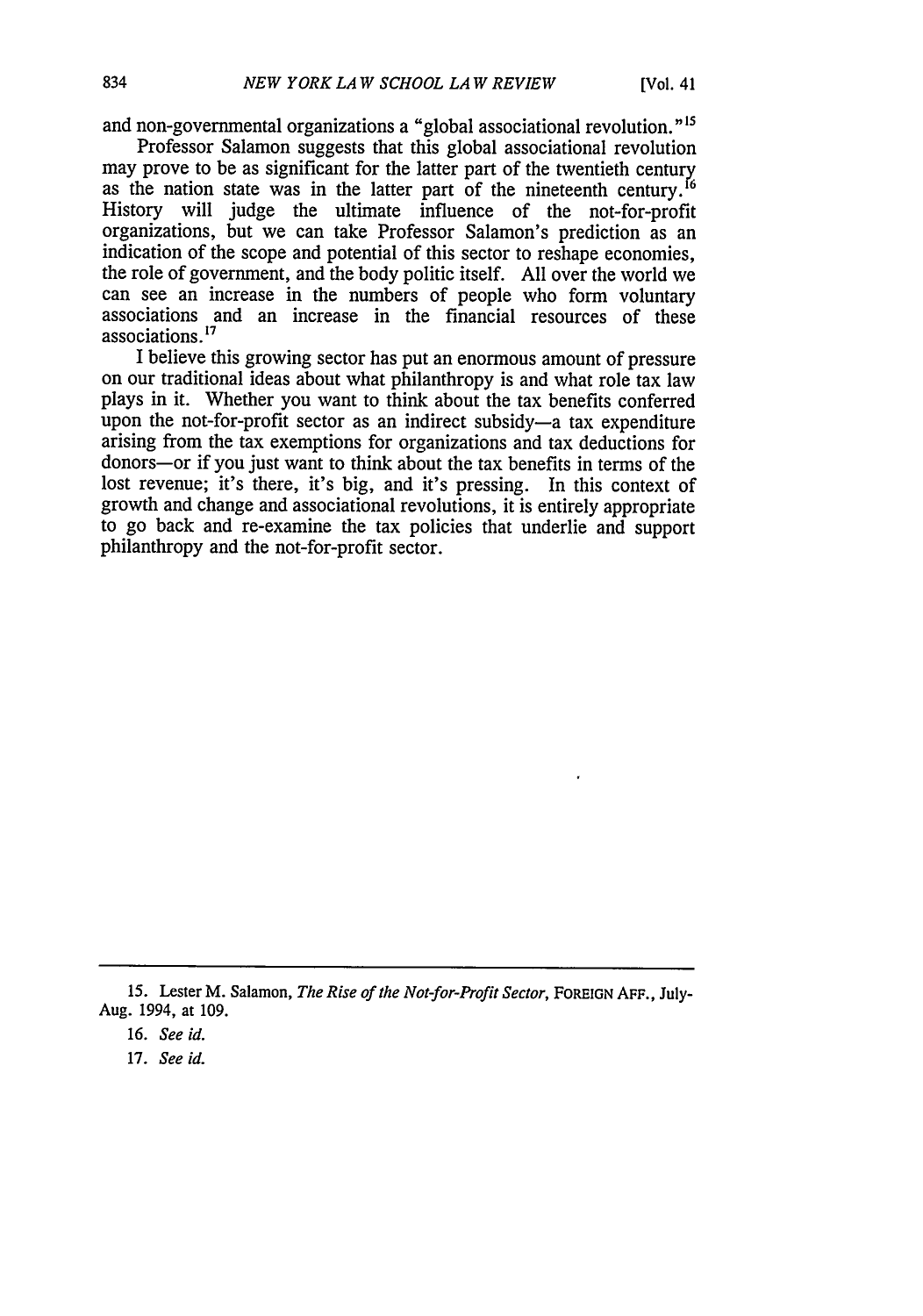and non-governmental organizations a "global associational revolution."[15]

Professor Salamon suggests that this global associational revolution may prove to be as significant for the latter part of the twentieth century as the nation state was in the latter part of the nineteenth century.[16] History will judge the ultimate influence of the not-for-profit organizations, but we can take Professor Salamon's prediction as an indication of the scope and potential of this sector to reshape economies, the role of government, and the body politic itself. All over the world we can see an increase in the numbers of people who form voluntary associations and an increase in the financial resources of these associations.[17]

I believe this growing sector has put an enormous amount of pressure on our traditional ideas about what philanthropy is and what role tax law plays in it. Whether you want to think about the tax benefits conferred upon the not-for-profit sector as an indirect subsidy—a tax expenditure arising from the tax exemptions for organizations and tax deductions for donors—or if you just want to think about the tax benefits in terms of the lost revenue; it's there, it's big, and it's pressing. In this context of growth and change and associational revolutions, it is entirely appropriate to go back and re-examine the tax policies that underlie and support philanthropy and the not-for-profit sector.

---

15. Lester M. Salamon, *The Rise of the Not-for-Profit Sector*, FOREIGN AFF., July-Aug. 1994, at 109.

16. *See id.*

17. *See id.*